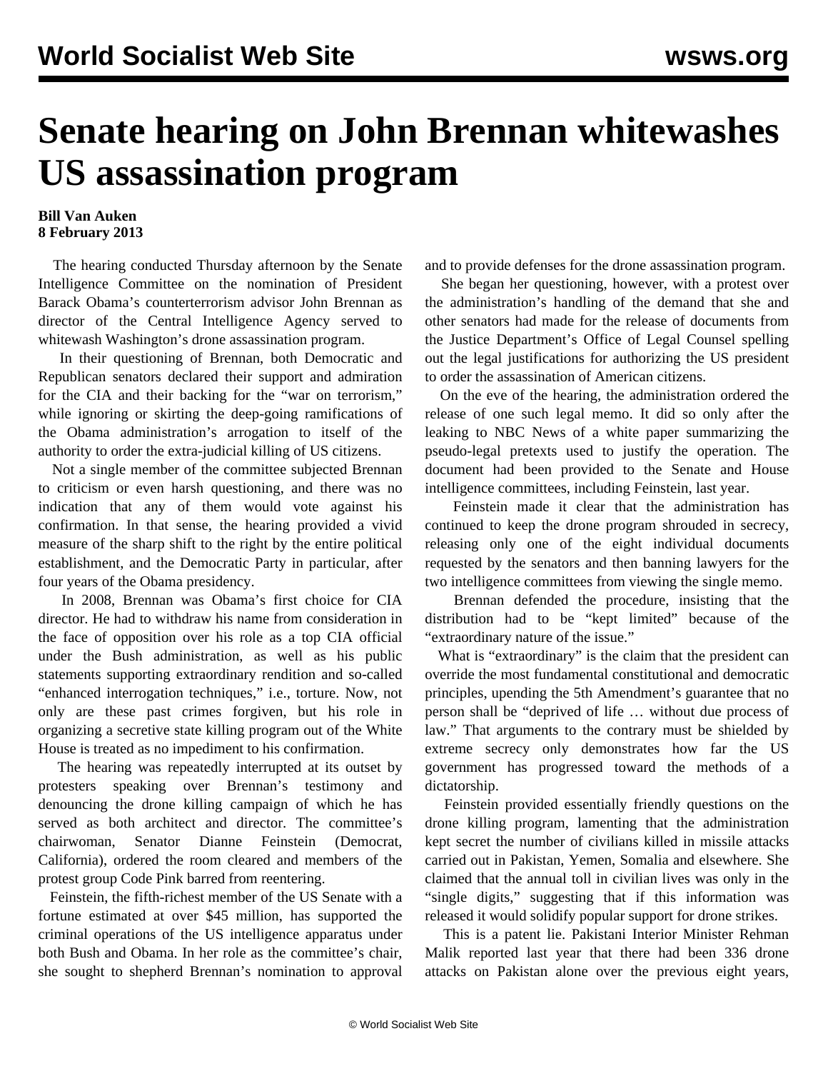# Senate hearing on John Brennan whitewashes US assassination program

**Bill Van Auken**
**8 February 2013**

The hearing conducted Thursday afternoon by the Senate Intelligence Committee on the nomination of President Barack Obama's counterterrorism advisor John Brennan as director of the Central Intelligence Agency served to whitewash Washington's drone assassination program.

In their questioning of Brennan, both Democratic and Republican senators declared their support and admiration for the CIA and their backing for the "war on terrorism," while ignoring or skirting the deep-going ramifications of the Obama administration's arrogation to itself of the authority to order the extra-judicial killing of US citizens.

Not a single member of the committee subjected Brennan to criticism or even harsh questioning, and there was no indication that any of them would vote against his confirmation. In that sense, the hearing provided a vivid measure of the sharp shift to the right by the entire political establishment, and the Democratic Party in particular, after four years of the Obama presidency.

In 2008, Brennan was Obama's first choice for CIA director. He had to withdraw his name from consideration in the face of opposition over his role as a top CIA official under the Bush administration, as well as his public statements supporting extraordinary rendition and so-called "enhanced interrogation techniques," i.e., torture. Now, not only are these past crimes forgiven, but his role in organizing a secretive state killing program out of the White House is treated as no impediment to his confirmation.

The hearing was repeatedly interrupted at its outset by protesters speaking over Brennan's testimony and denouncing the drone killing campaign of which he has served as both architect and director. The committee's chairwoman, Senator Dianne Feinstein (Democrat, California), ordered the room cleared and members of the protest group Code Pink barred from reentering.

Feinstein, the fifth-richest member of the US Senate with a fortune estimated at over $45 million, has supported the criminal operations of the US intelligence apparatus under both Bush and Obama. In her role as the committee's chair, she sought to shepherd Brennan's nomination to approval and to provide defenses for the drone assassination program.

She began her questioning, however, with a protest over the administration's handling of the demand that she and other senators had made for the release of documents from the Justice Department's Office of Legal Counsel spelling out the legal justifications for authorizing the US president to order the assassination of American citizens.

On the eve of the hearing, the administration ordered the release of one such legal memo. It did so only after the leaking to NBC News of a white paper summarizing the pseudo-legal pretexts used to justify the operation. The document had been provided to the Senate and House intelligence committees, including Feinstein, last year.

Feinstein made it clear that the administration has continued to keep the drone program shrouded in secrecy, releasing only one of the eight individual documents requested by the senators and then banning lawyers for the two intelligence committees from viewing the single memo.

Brennan defended the procedure, insisting that the distribution had to be "kept limited" because of the "extraordinary nature of the issue."

What is "extraordinary" is the claim that the president can override the most fundamental constitutional and democratic principles, upending the 5th Amendment's guarantee that no person shall be "deprived of life … without due process of law." That arguments to the contrary must be shielded by extreme secrecy only demonstrates how far the US government has progressed toward the methods of a dictatorship.

Feinstein provided essentially friendly questions on the drone killing program, lamenting that the administration kept secret the number of civilians killed in missile attacks carried out in Pakistan, Yemen, Somalia and elsewhere. She claimed that the annual toll in civilian lives was only in the "single digits," suggesting that if this information was released it would solidify popular support for drone strikes.

This is a patent lie. Pakistani Interior Minister Rehman Malik reported last year that there had been 336 drone attacks on Pakistan alone over the previous eight years,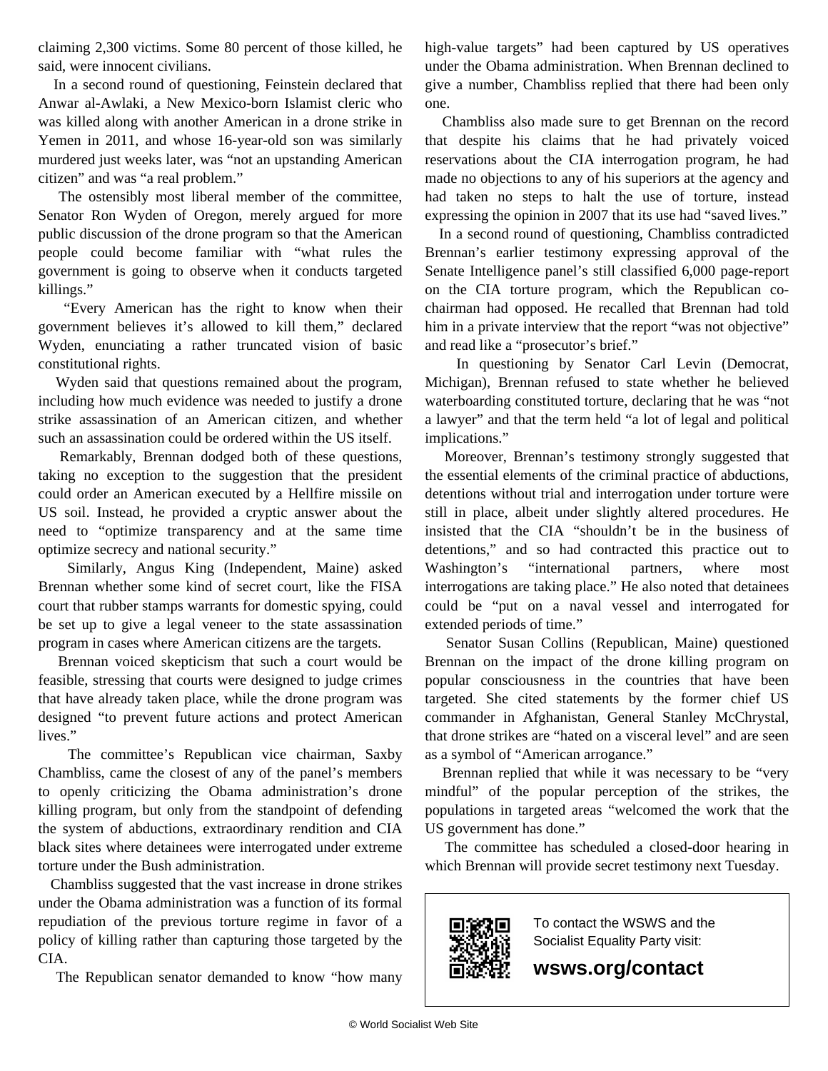claiming 2,300 victims. Some 80 percent of those killed, he said, were innocent civilians.

In a second round of questioning, Feinstein declared that Anwar al-Awlaki, a New Mexico-born Islamist cleric who was killed along with another American in a drone strike in Yemen in 2011, and whose 16-year-old son was similarly murdered just weeks later, was "not an upstanding American citizen" and was "a real problem."

The ostensibly most liberal member of the committee, Senator Ron Wyden of Oregon, merely argued for more public discussion of the drone program so that the American people could become familiar with "what rules the government is going to observe when it conducts targeted killings."

"Every American has the right to know when their government believes it's allowed to kill them," declared Wyden, enunciating a rather truncated vision of basic constitutional rights.

Wyden said that questions remained about the program, including how much evidence was needed to justify a drone strike assassination of an American citizen, and whether such an assassination could be ordered within the US itself.

Remarkably, Brennan dodged both of these questions, taking no exception to the suggestion that the president could order an American executed by a Hellfire missile on US soil. Instead, he provided a cryptic answer about the need to "optimize transparency and at the same time optimize secrecy and national security."

Similarly, Angus King (Independent, Maine) asked Brennan whether some kind of secret court, like the FISA court that rubber stamps warrants for domestic spying, could be set up to give a legal veneer to the state assassination program in cases where American citizens are the targets.

Brennan voiced skepticism that such a court would be feasible, stressing that courts were designed to judge crimes that have already taken place, while the drone program was designed "to prevent future actions and protect American lives."

The committee's Republican vice chairman, Saxby Chambliss, came the closest of any of the panel's members to openly criticizing the Obama administration's drone killing program, but only from the standpoint of defending the system of abductions, extraordinary rendition and CIA black sites where detainees were interrogated under extreme torture under the Bush administration.

Chambliss suggested that the vast increase in drone strikes under the Obama administration was a function of its formal repudiation of the previous torture regime in favor of a policy of killing rather than capturing those targeted by the CIA.

The Republican senator demanded to know "how many high-value targets" had been captured by US operatives under the Obama administration. When Brennan declined to give a number, Chambliss replied that there had been only one.

Chambliss also made sure to get Brennan on the record that despite his claims that he had privately voiced reservations about the CIA interrogation program, he had made no objections to any of his superiors at the agency and had taken no steps to halt the use of torture, instead expressing the opinion in 2007 that its use had "saved lives."

In a second round of questioning, Chambliss contradicted Brennan's earlier testimony expressing approval of the Senate Intelligence panel's still classified 6,000 page-report on the CIA torture program, which the Republican co-chairman had opposed. He recalled that Brennan had told him in a private interview that the report "was not objective" and read like a "prosecutor's brief."

In questioning by Senator Carl Levin (Democrat, Michigan), Brennan refused to state whether he believed waterboarding constituted torture, declaring that he was "not a lawyer" and that the term held "a lot of legal and political implications."

Moreover, Brennan's testimony strongly suggested that the essential elements of the criminal practice of abductions, detentions without trial and interrogation under torture were still in place, albeit under slightly altered procedures. He insisted that the CIA "shouldn't be in the business of detentions," and so had contracted this practice out to Washington's "international partners, where most interrogations are taking place." He also noted that detainees could be "put on a naval vessel and interrogated for extended periods of time."

Senator Susan Collins (Republican, Maine) questioned Brennan on the impact of the drone killing program on popular consciousness in the countries that have been targeted. She cited statements by the former chief US commander in Afghanistan, General Stanley McChrystal, that drone strikes are "hated on a visceral level" and are seen as a symbol of "American arrogance."

Brennan replied that while it was necessary to be "very mindful" of the popular perception of the strikes, the populations in targeted areas "welcomed the work that the US government has done."

The committee has scheduled a closed-door hearing in which Brennan will provide secret testimony next Tuesday.

To contact the WSWS and the Socialist Equality Party visit:

**wsws.org/contact**